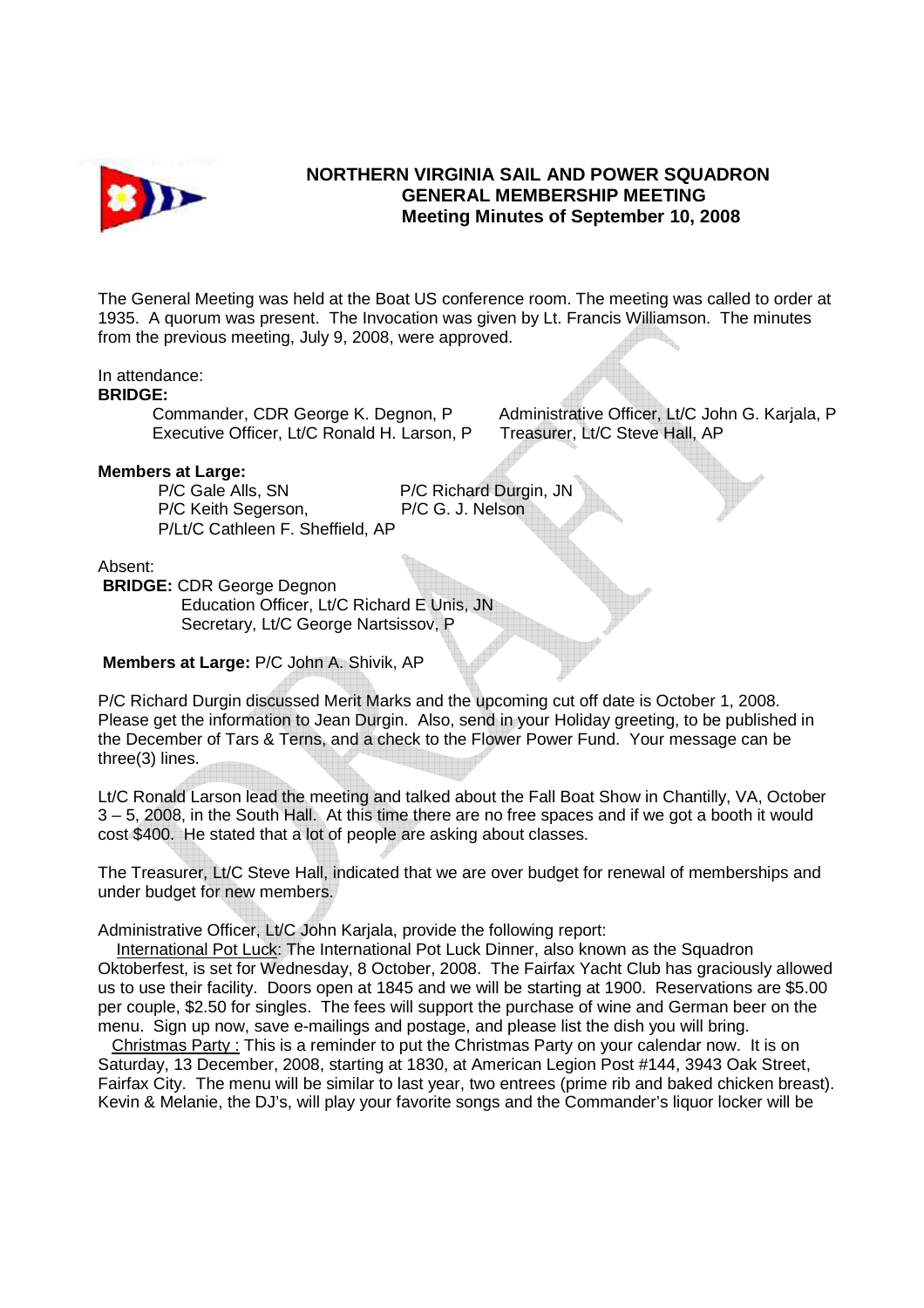**NORTHERN VIRGINIA SAIL AND POWER SQUADRON**
**GENERAL MEMBERSHIP MEETING**
**Meeting Minutes of September 10, 2008**

The General Meeting was held at the Boat US conference room. The meeting was called to order at 1935. A quorum was present. The Invocation was given by Lt. Francis Williamson. The minutes from the previous meeting, July 9, 2008, were approved.

In attendance:

**BRIDGE:**

Commander, CDR George K. Degnon, P
Administrative Officer, Lt/C John G. Karjala, P
Executive Officer, Lt/C Ronald H. Larson, P
Treasurer, Lt/C Steve Hall, AP

**Members at Large:**

P/C Gale Alls, SN
P/C Richard Durgin, JN
P/C Keith Segerson,
P/C G. J. Nelson
P/Lt/C Cathleen F. Sheffield, AP

Absent:

**BRIDGE:** CDR George Degnon
Education Officer, Lt/C Richard E Unis, JN
Secretary, Lt/C George Nartsissov, P

**Members at Large:** P/C John A. Shivik, AP

P/C Richard Durgin discussed Merit Marks and the upcoming cut off date is October 1, 2008. Please get the information to Jean Durgin. Also, send in your Holiday greeting, to be published in the December of Tars & Terns, and a check to the Flower Power Fund. Your message can be three(3) lines.

Lt/C Ronald Larson lead the meeting and talked about the Fall Boat Show in Chantilly, VA, October 3 – 5, 2008, in the South Hall. At this time there are no free spaces and if we got a booth it would cost $400. He stated that a lot of people are asking about classes.

The Treasurer, Lt/C Steve Hall, indicated that we are over budget for renewal of memberships and under budget for new members.

Administrative Officer, Lt/C John Karjala, provide the following report:

International Pot Luck: The International Pot Luck Dinner, also known as the Squadron Oktoberfest, is set for Wednesday, 8 October, 2008. The Fairfax Yacht Club has graciously allowed us to use their facility. Doors open at 1845 and we will be starting at 1900. Reservations are $5.00 per couple, $2.50 for singles. The fees will support the purchase of wine and German beer on the menu. Sign up now, save e-mailings and postage, and please list the dish you will bring.

Christmas Party : This is a reminder to put the Christmas Party on your calendar now. It is on Saturday, 13 December, 2008, starting at 1830, at American Legion Post #144, 3943 Oak Street, Fairfax City. The menu will be similar to last year, two entrees (prime rib and baked chicken breast). Kevin & Melanie, the DJ's, will play your favorite songs and the Commander's liquor locker will be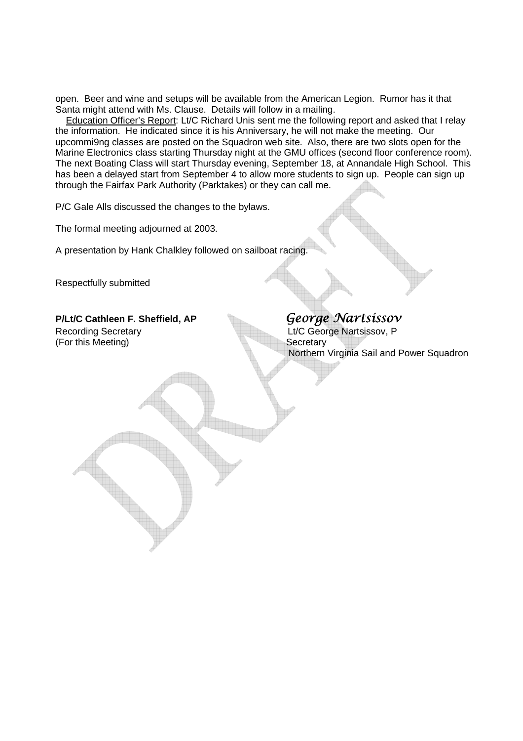open. Beer and wine and setups will be available from the American Legion. Rumor has it that Santa might attend with Ms. Clause. Details will follow in a mailing.

<u>Education Officer's Report</u>: Lt/C Richard Unis sent me the following report and asked that I relay the information. He indicated since it is his Anniversary, he will not make the meeting. Our upcommi9ng classes are posted on the Squadron web site. Also, there are two slots open for the Marine Electronics class starting Thursday night at the GMU offices (second floor conference room). The next Boating Class will start Thursday evening, September 18, at Annandale High School. This has been a delayed start from September 4 to allow more students to sign up. People can sign up through the Fairfax Park Authority (Parktakes) or they can call me.

P/C Gale Alls discussed the changes to the bylaws.

The formal meeting adjourned at 2003.

A presentation by Hank Chalkley followed on sailboat racing.

Respectfully submitted

**P/Lt/C Cathleen F. Sheffield, AP**
Recording Secretary
(For this Meeting)

*George Nartsissov*
Lt/C George Nartsissov, P
Secretary
Northern Virginia Sail and Power Squadron

DRAFT